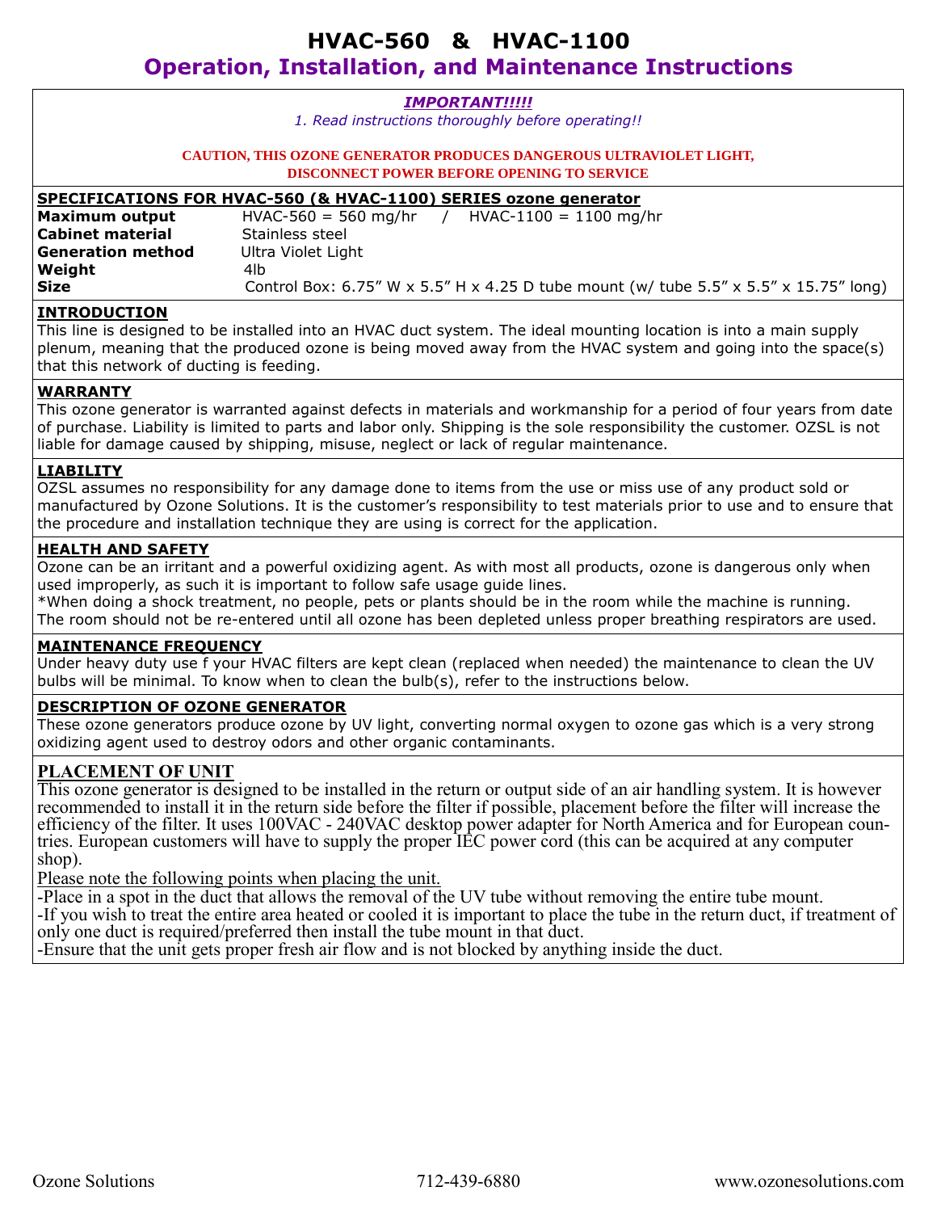# HVAC-560 & HVAC-1100

## Operation, Installation, and Maintenance Instructions

***IMPORTANT!!!!!***

*1. Read instructions thoroughly before operating!!*

**CAUTION, THIS OZONE GENERATOR PRODUCES DANGEROUS ULTRAVIOLET LIGHT, DISCONNECT POWER BEFORE OPENING TO SERVICE**

### SPECIFICATIONS FOR HVAC-560 (& HVAC-1100) SERIES ozone generator

| | |
|---|---|
| **Maximum output** | HVAC-560 = 560 mg/hr / HVAC-1100 = 1100 mg/hr |
| **Cabinet material** | Stainless steel |
| **Generation method** | Ultra Violet Light |
| **Weight** | 4lb |
| **Size** | Control Box: 6.75" W x 5.5" H x 4.25 D tube mount (w/ tube 5.5" x 5.5" x 15.75" long) |

### INTRODUCTION

This line is designed to be installed into an HVAC duct system. The ideal mounting location is into a main supply plenum, meaning that the produced ozone is being moved away from the HVAC system and going into the space(s) that this network of ducting is feeding.

### WARRANTY

This ozone generator is warranted against defects in materials and workmanship for a period of four years from date of purchase. Liability is limited to parts and labor only. Shipping is the sole responsibility the customer. OZSL is not liable for damage caused by shipping, misuse, neglect or lack of regular maintenance.

### LIABILITY

OZSL assumes no responsibility for any damage done to items from the use or miss use of any product sold or manufactured by Ozone Solutions. It is the customer's responsibility to test materials prior to use and to ensure that the procedure and installation technique they are using is correct for the application.

### HEALTH AND SAFETY

Ozone can be an irritant and a powerful oxidizing agent. As with most all products, ozone is dangerous only when used improperly, as such it is important to follow safe usage guide lines.

*When doing a shock treatment, no people, pets or plants should be in the room while the machine is running. The room should not be re-entered until all ozone has been depleted unless proper breathing respirators are used.

### MAINTENANCE FREQUENCY

Under heavy duty use f your HVAC filters are kept clean (replaced when needed) the maintenance to clean the UV bulbs will be minimal. To know when to clean the bulb(s), refer to the instructions below.

### DESCRIPTION OF OZONE GENERATOR

These ozone generators produce ozone by UV light, converting normal oxygen to ozone gas which is a very strong oxidizing agent used to destroy odors and other organic contaminants.

### PLACEMENT OF UNIT

This ozone generator is designed to be installed in the return or output side of an air handling system. It is however recommended to install it in the return side before the filter if possible, placement before the filter will increase the efficiency of the filter. It uses 100VAC - 240VAC desktop power adapter for North America and for European countries. European customers will have to supply the proper IEC power cord (this can be acquired at any computer shop).

Please note the following points when placing the unit.

- Place in a spot in the duct that allows the removal of the UV tube without removing the entire tube mount.
- If you wish to treat the entire area heated or cooled it is important to place the tube in the return duct, if treatment of only one duct is required/preferred then install the tube mount in that duct.
- Ensure that the unit gets proper fresh air flow and is not blocked by anything inside the duct.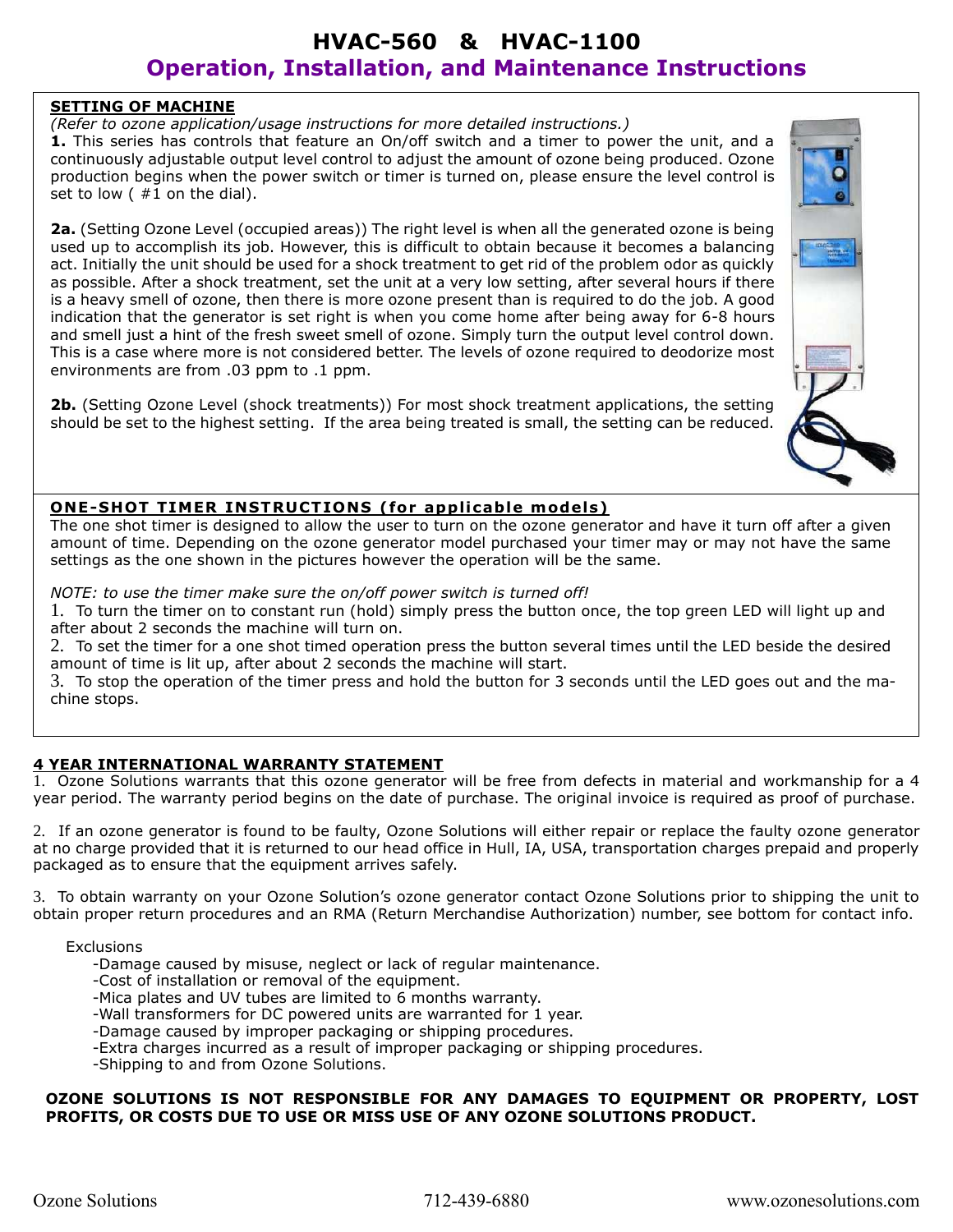# HVAC-560 & HVAC-1100

## Operation, Installation, and Maintenance Instructions

### SETTING OF MACHINE

*(Refer to ozone application/usage instructions for more detailed instructions.)*

**1.** This series has controls that feature an On/off switch and a timer to power the unit, and a continuously adjustable output level control to adjust the amount of ozone being produced. Ozone production begins when the power switch or timer is turned on, please ensure the level control is set to low ( #1 on the dial).

**2a.** (Setting Ozone Level (occupied areas)) The right level is when all the generated ozone is being used up to accomplish its job. However, this is difficult to obtain because it becomes a balancing act. Initially the unit should be used for a shock treatment to get rid of the problem odor as quickly as possible. After a shock treatment, set the unit at a very low setting, after several hours if there is a heavy smell of ozone, then there is more ozone present than is required to do the job. A good indication that the generator is set right is when you come home after being away for 6-8 hours and smell just a hint of the fresh sweet smell of ozone. Simply turn the output level control down. This is a case where more is not considered better. The levels of ozone required to deodorize most environments are from .03 ppm to .1 ppm.

**2b.** (Setting Ozone Level (shock treatments)) For most shock treatment applications, the setting should be set to the highest setting. If the area being treated is small, the setting can be reduced.

### ONE-SHOT TIMER INSTRUCTIONS (for applicable models)

The one shot timer is designed to allow the user to turn on the ozone generator and have it turn off after a given amount of time. Depending on the ozone generator model purchased your timer may or may not have the same settings as the one shown in the pictures however the operation will be the same.

*NOTE: to use the timer make sure the on/off power switch is turned off!*

1. To turn the timer on to constant run (hold) simply press the button once, the top green LED will light up and after about 2 seconds the machine will turn on.
2. To set the timer for a one shot timed operation press the button several times until the LED beside the desired amount of time is lit up, after about 2 seconds the machine will start.
3. To stop the operation of the timer press and hold the button for 3 seconds until the LED goes out and the machine stops.

### 4 YEAR INTERNATIONAL WARRANTY STATEMENT

1. Ozone Solutions warrants that this ozone generator will be free from defects in material and workmanship for a 4 year period. The warranty period begins on the date of purchase. The original invoice is required as proof of purchase.

2. If an ozone generator is found to be faulty, Ozone Solutions will either repair or replace the faulty ozone generator at no charge provided that it is returned to our head office in Hull, IA, USA, transportation charges prepaid and properly packaged as to ensure that the equipment arrives safely.

3. To obtain warranty on your Ozone Solution's ozone generator contact Ozone Solutions prior to shipping the unit to obtain proper return procedures and an RMA (Return Merchandise Authorization) number, see bottom for contact info.

Exclusions

- -Damage caused by misuse, neglect or lack of regular maintenance.
- -Cost of installation or removal of the equipment.
- -Mica plates and UV tubes are limited to 6 months warranty.
- -Wall transformers for DC powered units are warranted for 1 year.
- -Damage caused by improper packaging or shipping procedures.
- -Extra charges incurred as a result of improper packaging or shipping procedures.
- -Shipping to and from Ozone Solutions.

**OZONE SOLUTIONS IS NOT RESPONSIBLE FOR ANY DAMAGES TO EQUIPMENT OR PROPERTY, LOST PROFITS, OR COSTS DUE TO USE OR MISS USE OF ANY OZONE SOLUTIONS PRODUCT.**

Ozone Solutions 712-439-6880 www.ozonesolutions.com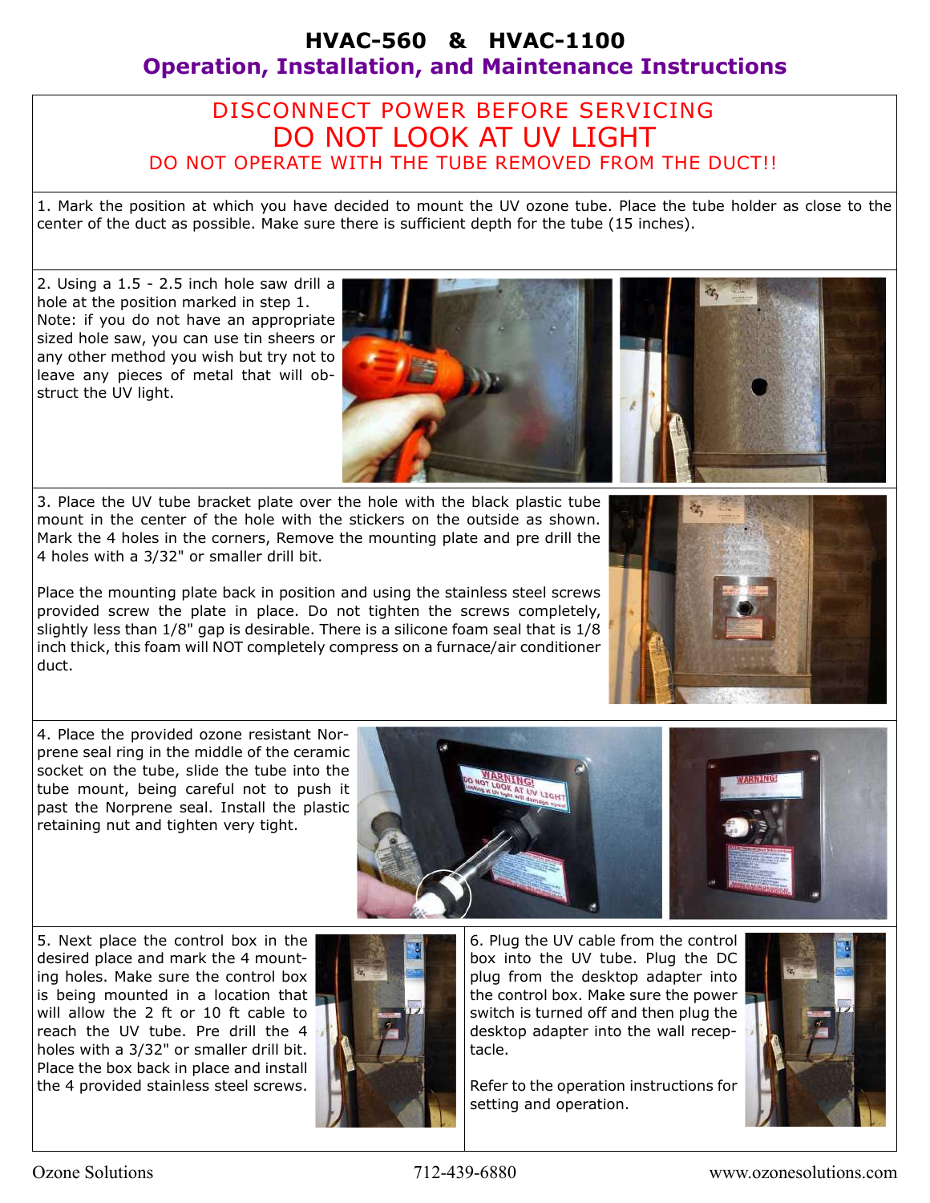# HVAC-560 & HVAC-1100

## Operation, Installation, and Maintenance Instructions

**DISCONNECT POWER BEFORE SERVICING**

**DO NOT LOOK AT UV LIGHT**

**DO NOT OPERATE WITH THE TUBE REMOVED FROM THE DUCT!!**

1. Mark the position at which you have decided to mount the UV ozone tube. Place the tube holder as close to the center of the duct as possible. Make sure there is sufficient depth for the tube (15 inches).

2. Using a 1.5 - 2.5 inch hole saw drill a hole at the position marked in step 1.
Note: if you do not have an appropriate sized hole saw, you can use tin sheers or any other method you wish but try not to leave any pieces of metal that will obstruct the UV light.

3. Place the UV tube bracket plate over the hole with the black plastic tube mount in the center of the hole with the stickers on the outside as shown. Mark the 4 holes in the corners, Remove the mounting plate and pre drill the 4 holes with a 3/32" or smaller drill bit.

   Place the mounting plate back in position and using the stainless steel screws provided screw the plate in place. Do not tighten the screws completely, slightly less than 1/8" gap is desirable. There is a silicone foam seal that is 1/8 inch thick, this foam will NOT completely compress on a furnace/air conditioner duct.

4. Place the provided ozone resistant Norprene seal ring in the middle of the ceramic socket on the tube, slide the tube into the tube mount, being careful not to push it past the Norprene seal. Install the plastic retaining nut and tighten very tight.

5. Next place the control box in the desired place and mark the 4 mounting holes. Make sure the control box is being mounted in a location that will allow the 2 ft or 10 ft cable to reach the UV tube. Pre drill the 4 holes with a 3/32" or smaller drill bit. Place the box back in place and install the 4 provided stainless steel screws.

6. Plug the UV cable from the control box into the UV tube. Plug the DC plug from the desktop adapter into the control box. Make sure the power switch is turned off and then plug the desktop adapter into the wall receptacle.

   Refer to the operation instructions for setting and operation.

Ozone Solutions 712-439-6880 www.ozonesolutions.com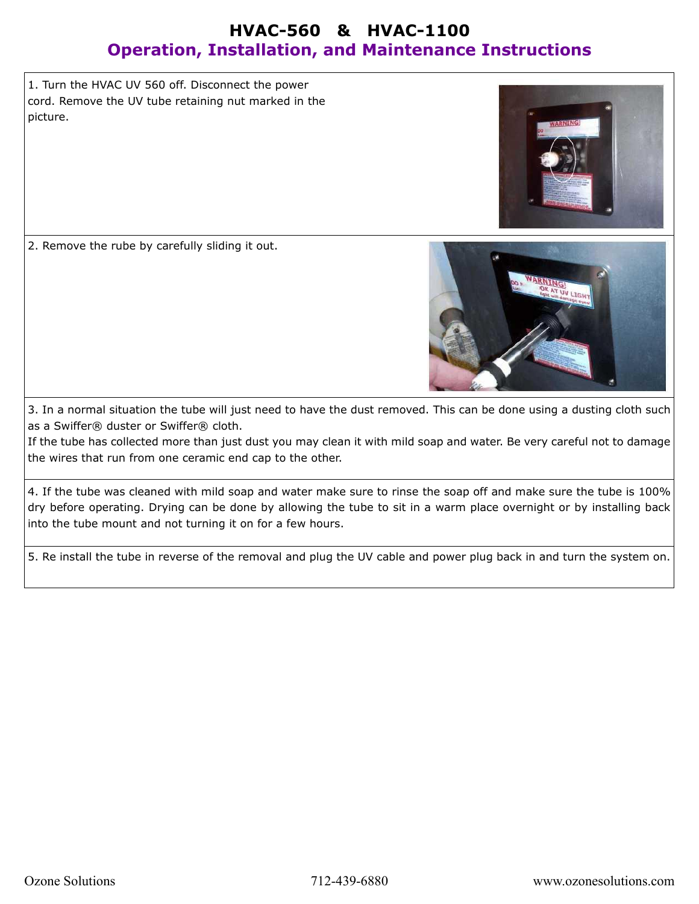# HVAC-560 & HVAC-1100

## Operation, Installation, and Maintenance Instructions

1. Turn the HVAC UV 560 off. Disconnect the power cord. Remove the UV tube retaining nut marked in the picture.

2. Remove the rube by carefully sliding it out.

3. In a normal situation the tube will just need to have the dust removed. This can be done using a dusting cloth such as a Swiffer® duster or Swiffer® cloth.
If the tube has collected more than just dust you may clean it with mild soap and water. Be very careful not to damage the wires that run from one ceramic end cap to the other.

4. If the tube was cleaned with mild soap and water make sure to rinse the soap off and make sure the tube is 100% dry before operating. Drying can be done by allowing the tube to sit in a warm place overnight or by installing back into the tube mount and not turning it on for a few hours.

5. Re install the tube in reverse of the removal and plug the UV cable and power plug back in and turn the system on.

Ozone Solutions 712-439-6880 www.ozonesolutions.com